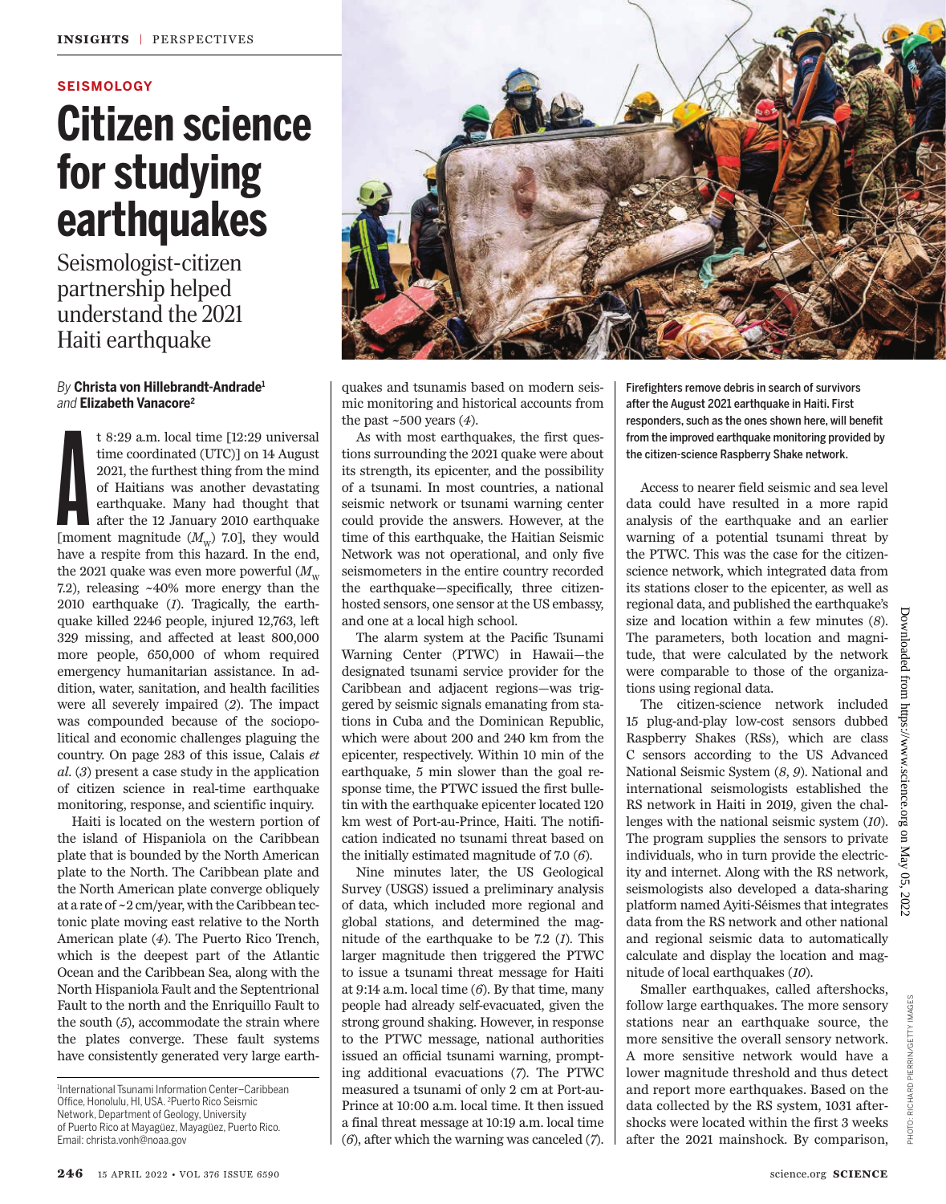SEISMOLOGY

# Citizen science for studying earthquakes

## Seismologist-citizen partnership helped understand the 2021 Haiti earthquake

*By* **Christa von Hillebrandt-Andrade**[1] *and* **Elizabeth Vanacore**[2]

At 8:29 a.m. local time [12:29 universal time coordinated (UTC)] on 14 August 2021, the furthest thing from the mind of Haitians was another devastating earthquake. Many had thought that after the 12 January 2010 earthquake [moment magnitude ($M_w$) 7.0], they would have a respite from this hazard. In the end, the 2021 quake was even more powerful ($M_w$ 7.2), releasing ~40% more energy than the 2010 earthquake (*1*). Tragically, the earthquake killed 2246 people, injured 12,763, left 329 missing, and affected at least 800,000 more people, 650,000 of whom required emergency humanitarian assistance. In addition, water, sanitation, and health facilities were all severely impaired (*2*). The impact was compounded because of the sociopolitical and economic challenges plaguing the country. On page 283 of this issue, Calais *et al.* (*3*) present a case study in the application of citizen science in real-time earthquake monitoring, response, and scientific inquiry.

Haiti is located on the western portion of the island of Hispaniola on the Caribbean plate that is bounded by the North American plate to the North. The Caribbean plate and the North American plate converge obliquely at a rate of ~2 cm/year, with the Caribbean tectonic plate moving east relative to the North American plate (*4*). The Puerto Rico Trench, which is the deepest part of the Atlantic Ocean and the Caribbean Sea, along with the North Hispaniola Fault and the Septentrional Fault to the north and the Enriquillo Fault to the south (*5*), accommodate the strain where the plates converge. These fault systems have consistently generated very large earthquakes and tsunamis based on modern seismic monitoring and historical accounts from the past ~500 years (*4*).

As with most earthquakes, the first questions surrounding the 2021 quake were about its strength, its epicenter, and the possibility of a tsunami. In most countries, a national seismic network or tsunami warning center could provide the answers. However, at the time of this earthquake, the Haitian Seismic Network was not operational, and only five seismometers in the entire country recorded the earthquake—specifically, three citizen-hosted sensors, one sensor at the US embassy, and one at a local high school.

The alarm system at the Pacific Tsunami Warning Center (PTWC) in Hawaii—the designated tsunami service provider for the Caribbean and adjacent regions—was triggered by seismic signals emanating from stations in Cuba and the Dominican Republic, which were about 200 and 240 km from the epicenter, respectively. Within 10 min of the earthquake, 5 min slower than the goal response time, the PTWC issued the first bulletin with the earthquake epicenter located 120 km west of Port-au-Prince, Haiti. The notification indicated no tsunami threat based on the initially estimated magnitude of 7.0 (*6*).

Nine minutes later, the US Geological Survey (USGS) issued a preliminary analysis of data, which included more regional and global stations, and determined the magnitude of the earthquake to be 7.2 (*1*). This larger magnitude then triggered the PTWC to issue a tsunami threat message for Haiti at 9:14 a.m. local time (*6*). By that time, many people had already self-evacuated, given the strong ground shaking. However, in response to the PTWC message, national authorities issued an official tsunami warning, prompting additional evacuations (*7*). The PTWC measured a tsunami of only 2 cm at Port-au-Prince at 10:00 a.m. local time. It then issued a final threat message at 10:19 a.m. local time (*6*), after which the warning was canceled (*7*).

Firefighters remove debris in search of survivors after the August 2021 earthquake in Haiti. First responders, such as the ones shown here, will benefit from the improved earthquake monitoring provided by the citizen-science Raspberry Shake network.

Access to nearer field seismic and sea level data could have resulted in a more rapid analysis of the earthquake and an earlier warning of a potential tsunami threat by the PTWC. This was the case for the citizen-science network, which integrated data from its stations closer to the epicenter, as well as regional data, and published the earthquake's size and location within a few minutes (*8*). The parameters, both location and magnitude, that were calculated by the network were comparable to those of the organizations using regional data.

The citizen-science network included 15 plug-and-play low-cost sensors dubbed Raspberry Shakes (RSs), which are class C sensors according to the US Advanced National Seismic System (*8*, *9*). National and international seismologists established the RS network in Haiti in 2019, given the challenges with the national seismic system (*10*). The program supplies the sensors to private individuals, who in turn provide the electricity and internet. Along with the RS network, seismologists also developed a data-sharing platform named Ayiti-Séismes that integrates data from the RS network and other national and regional seismic data to automatically calculate and display the location and magnitude of local earthquakes (*10*).

Smaller earthquakes, called aftershocks, follow large earthquakes. The more sensory stations near an earthquake source, the more sensitive the overall sensory network. A more sensitive network would have a lower magnitude threshold and thus detect and report more earthquakes. Based on the data collected by the RS system, 1031 aftershocks were located within the first 3 weeks after the 2021 mainshock. By comparison,

[1]International Tsunami Information Center–Caribbean Office, Honolulu, HI, USA. [2]Puerto Rico Seismic Network, Department of Geology, University of Puerto Rico at Mayagüez, Mayagüez, Puerto Rico. Email: christa.vonh@noaa.gov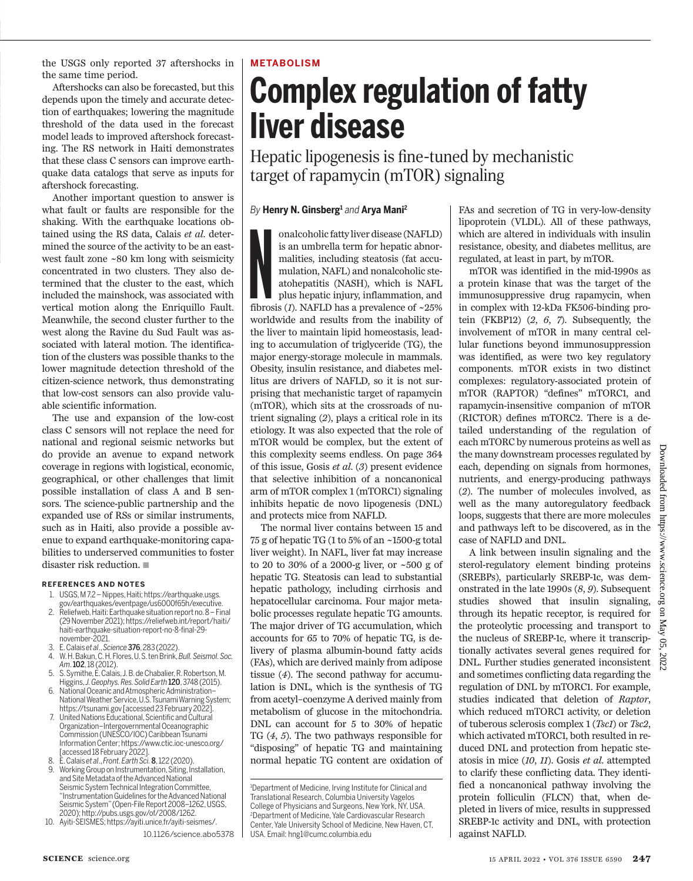the USGS only reported 37 aftershocks in the same time period.

Aftershocks can also be forecasted, but this depends upon the timely and accurate detection of earthquakes; lowering the magnitude threshold of the data used in the forecast model leads to improved aftershock forecasting. The RS network in Haiti demonstrates that these class C sensors can improve earthquake data catalogs that serve as inputs for aftershock forecasting.

Another important question to answer is what fault or faults are responsible for the shaking. With the earthquake locations obtained using the RS data, Calais *et al.* determined the source of the activity to be an east-west fault zone ~80 km long with seismicity concentrated in two clusters. They also determined that the cluster to the east, which included the mainshock, was associated with vertical motion along the Enriquillo Fault. Meanwhile, the second cluster further to the west along the Ravine du Sud Fault was associated with lateral motion. The identification of the clusters was possible thanks to the lower magnitude detection threshold of the citizen-science network, thus demonstrating that low-cost sensors can also provide valuable scientific information.

The use and expansion of the low-cost class C sensors will not replace the need for national and regional seismic networks but do provide an avenue to expand network coverage in regions with logistical, economic, geographical, or other challenges that limit possible installation of class A and B sensors. The science-public partnership and the expanded use of RSs or similar instruments, such as in Haiti, also provide a possible avenue to expand earthquake-monitoring capabilities to underserved communities to foster disaster risk reduction. ■

### REFERENCES AND NOTES

1. USGS, M 7.2 – Nippes, Haiti; https://earthquake.usgs.gov/earthquakes/eventpage/us6000f65h/executive.
2. Reliefweb, Haiti: Earthquake situation report no. 8 – Final (29 November 2021); https://reliefweb.int/report/haiti/haiti-earthquake-situation-report-no-8-final-29-november-2021.
3. E. Calais *et al.*, *Science* **376**, 283 (2022).
4. W. H. Bakun, C. H. Flores, U. S. ten Brink, *Bull. Seismol. Soc. Am.* **102**, 18 (2012).
5. S. Symithe, E. Calais, J. B. de Chabalier, R. Robertson, M. Higgins, *J. Geophys. Res. Solid Earth* **120**, 3748 (2015).
6. National Oceanic and Atmospheric Administration–National Weather Service, U.S. Tsunami Warning System; https://tsunami.gov [accessed 23 February 2022].
7. United Nations Educational, Scientific and Cultural Organization–Intergovernmental Oceanographic Commission (UNESCO/IOC) Caribbean Tsunami Information Center; https://www.ctic.ioc-unesco.org/ [accessed 18 February 2022].
8. E. Calais *et al.*, *Front. Earth Sci.* **8**, 122 (2020).
9. Working Group on Instrumentation, Siting, Installation, and Site Metadata of the Advanced National Seismic System Technical Integration Committee, "Instrumentation Guidelines for the Advanced National Seismic System" (Open-File Report 2008–1262, USGS, 2020); http://pubs.usgs.gov/of/2008/1262.
10. Ayiti-SEISMES; https://ayiti.unice.fr/ayiti-seismes/.

10.1126/science.abo5378

METABOLISM

# Complex regulation of fatty liver disease

## Hepatic lipogenesis is fine-tuned by mechanistic target of rapamycin (mTOR) signaling

*By* **Henry N. Ginsberg**[1] *and* **Arya Mani**[2]

Nonalcoholic fatty liver disease (NAFLD) is an umbrella term for hepatic abnormalities, including steatosis (fat accumulation, NAFL) and nonalcoholic steatohepatitis (NASH), which is NAFL plus hepatic injury, inflammation, and fibrosis (*1*). NAFLD has a prevalence of ~25% worldwide and results from the inability of the liver to maintain lipid homeostasis, leading to accumulation of triglyceride (TG), the major energy-storage molecule in mammals. Obesity, insulin resistance, and diabetes mellitus are drivers of NAFLD, so it is not surprising that mechanistic target of rapamycin (mTOR), which sits at the crossroads of nutrient signaling (*2*), plays a critical role in its etiology. It was also expected that the role of mTOR would be complex, but the extent of this complexity seems endless. On page 364 of this issue, Gosis *et al.* (*3*) present evidence that selective inhibition of a noncanonical arm of mTOR complex 1 (mTORC1) signaling inhibits hepatic de novo lipogenesis (DNL) and protects mice from NAFLD.

The normal liver contains between 15 and 75 g of hepatic TG (1 to 5% of an ~1500-g total liver weight). In NAFL, liver fat may increase to 20 to 30% of a 2000-g liver, or ~500 g of hepatic TG. Steatosis can lead to substantial hepatic pathology, including cirrhosis and hepatocellular carcinoma. Four major metabolic processes regulate hepatic TG amounts. The major driver of TG accumulation, which accounts for 65 to 70% of hepatic TG, is delivery of plasma albumin-bound fatty acids (FAs), which are derived mainly from adipose tissue (*4*). The second pathway for accumulation is DNL, which is the synthesis of TG from acetyl–coenzyme A derived mainly from metabolism of glucose in the mitochondria. DNL can account for 5 to 30% of hepatic TG (*4*, *5*). The two pathways responsible for "disposing" of hepatic TG and maintaining normal hepatic TG content are oxidation of FAs and secretion of TG in very-low-density lipoprotein (VLDL). All of these pathways, which are altered in individuals with insulin resistance, obesity, and diabetes mellitus, are regulated, at least in part, by mTOR.

mTOR was identified in the mid-1990s as a protein kinase that was the target of the immunosuppressive drug rapamycin, when in complex with 12-kDa FK506-binding protein (FKBP12) (*2*, *6*, *7*). Subsequently, the involvement of mTOR in many central cellular functions beyond immunosuppression was identified, as were two key regulatory components. mTOR exists in two distinct complexes: regulatory-associated protein of mTOR (RAPTOR) "defines" mTORC1, and rapamycin-insensitive companion of mTOR (RICTOR) defines mTORC2. There is a detailed understanding of the regulation of each mTORC by numerous proteins as well as the many downstream processes regulated by each, depending on signals from hormones, nutrients, and energy-producing pathways (*2*). The number of molecules involved, as well as the many autoregulatory feedback loops, suggests that there are more molecules and pathways left to be discovered, as in the case of NAFLD and DNL.

A link between insulin signaling and the sterol-regulatory element binding proteins (SREBPs), particularly SREBP-1c, was demonstrated in the late 1990s (*8*, *9*). Subsequent studies showed that insulin signaling, through its hepatic receptor, is required for the proteolytic processing and transport to the nucleus of SREBP-1c, where it transcriptionally activates several genes required for DNL. Further studies generated inconsistent and sometimes conflicting data regarding the regulation of DNL by mTORC1. For example, studies indicated that deletion of *Raptor*, which reduced mTORC1 activity, or deletion of tuberous sclerosis complex 1 (*Tsc1*) or *Tsc2*, which activated mTORC1, both resulted in reduced DNL and protection from hepatic steatosis in mice (*10*, *11*). Gosis *et al.* attempted to clarify these conflicting data. They identified a noncanonical pathway involving the protein folliculin (FLCN) that, when depleted in livers of mice, results in suppressed SREBP-1c activity and DNL, with protection against NAFLD.

[1]Department of Medicine, Irving Institute for Clinical and Translational Research, Columbia University Vagelos College of Physicians and Surgeons, New York, NY, USA. [2]Department of Medicine, Yale Cardiovascular Research Center, Yale University School of Medicine, New Haven, CT, USA. Email: hng1@cumc.columbia.edu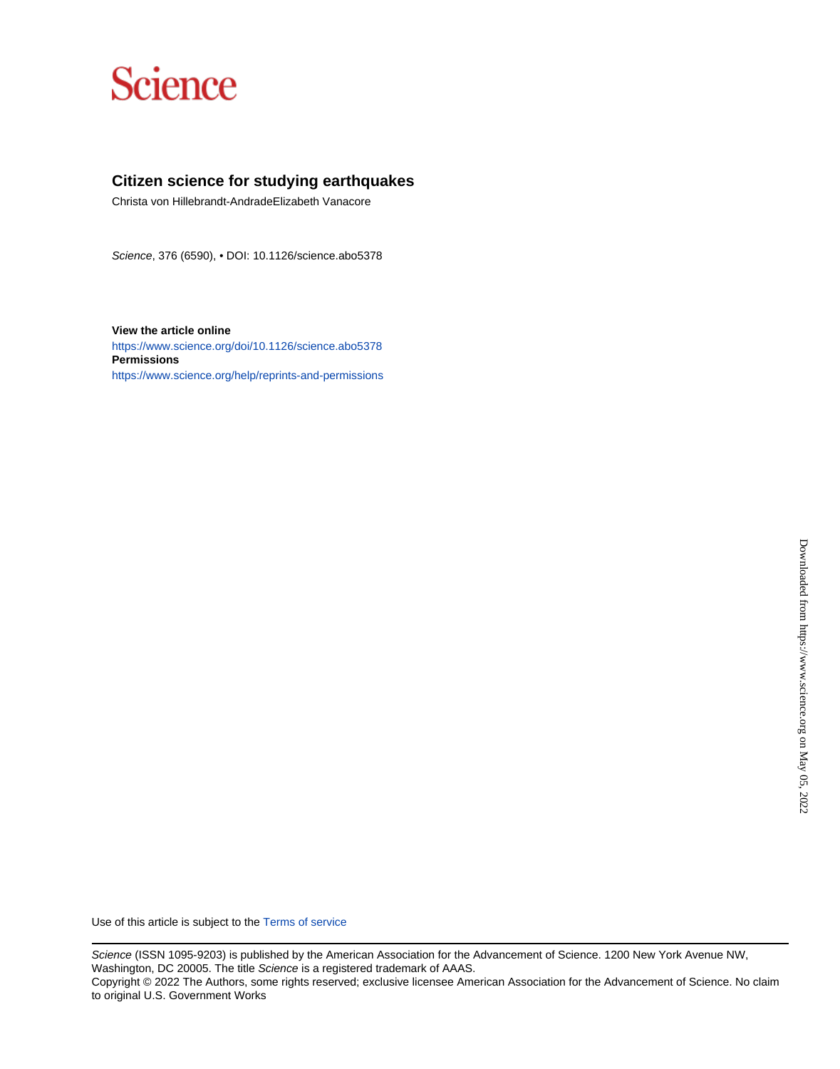# Science

## Citizen science for studying earthquakes

Christa von Hillebrandt-AndradeElizabeth Vanacore

*Science*, 376 (6590), • DOI: 10.1126/science.abo5378

**View the article online**
https://www.science.org/doi/10.1126/science.abo5378
**Permissions**
https://www.science.org/help/reprints-and-permissions

Downloaded from https://www.science.org on May 05, 2022

Use of this article is subject to the Terms of service

*Science* (ISSN 1095-9203) is published by the American Association for the Advancement of Science. 1200 New York Avenue NW, Washington, DC 20005. The title *Science* is a registered trademark of AAAS.
Copyright © 2022 The Authors, some rights reserved; exclusive licensee American Association for the Advancement of Science. No claim to original U.S. Government Works